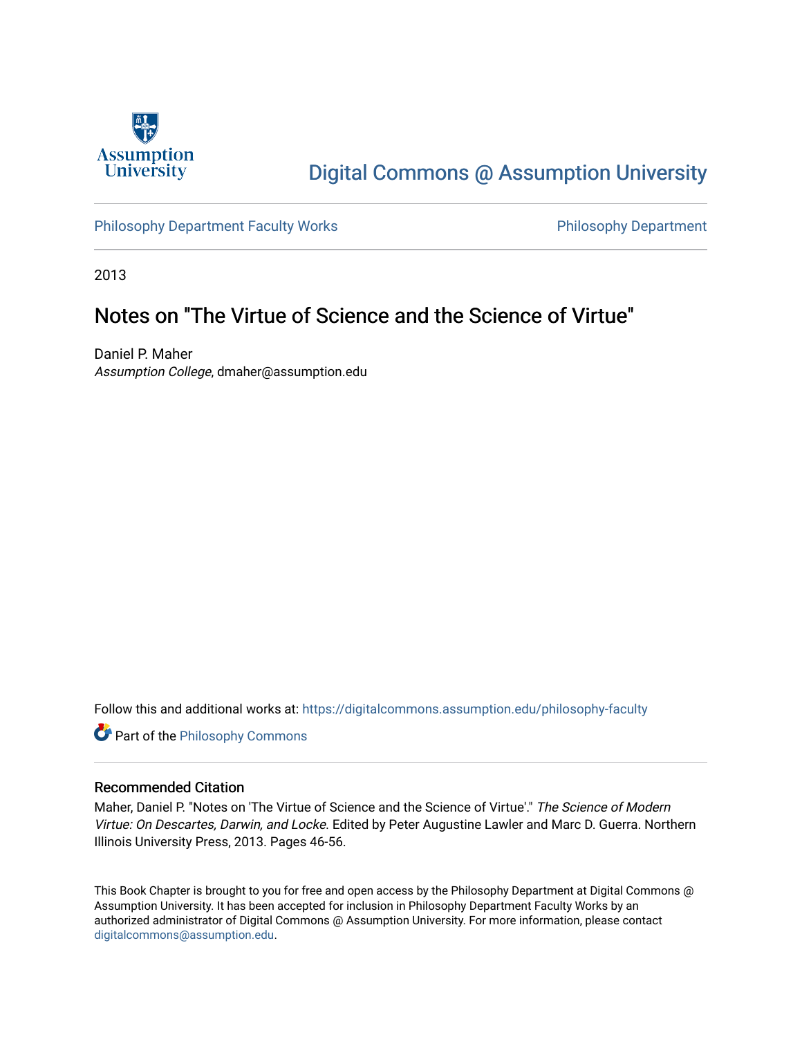Assumption University

# Digital Commons @ Assumption University

Philosophy Department Faculty Works

Philosophy Department

2013

## Notes on "The Virtue of Science and the Science of Virtue"

Daniel P. Maher
*Assumption College*, dmaher@assumption.edu

Follow this and additional works at: https://digitalcommons.assumption.edu/philosophy-faculty

Part of the Philosophy Commons

### Recommended Citation

Maher, Daniel P. "Notes on 'The Virtue of Science and the Science of Virtue'." *The Science of Modern Virtue: On Descartes, Darwin, and Locke*. Edited by Peter Augustine Lawler and Marc D. Guerra. Northern Illinois University Press, 2013. Pages 46-56.

This Book Chapter is brought to you for free and open access by the Philosophy Department at Digital Commons @ Assumption University. It has been accepted for inclusion in Philosophy Department Faculty Works by an authorized administrator of Digital Commons @ Assumption University. For more information, please contact digitalcommons@assumption.edu.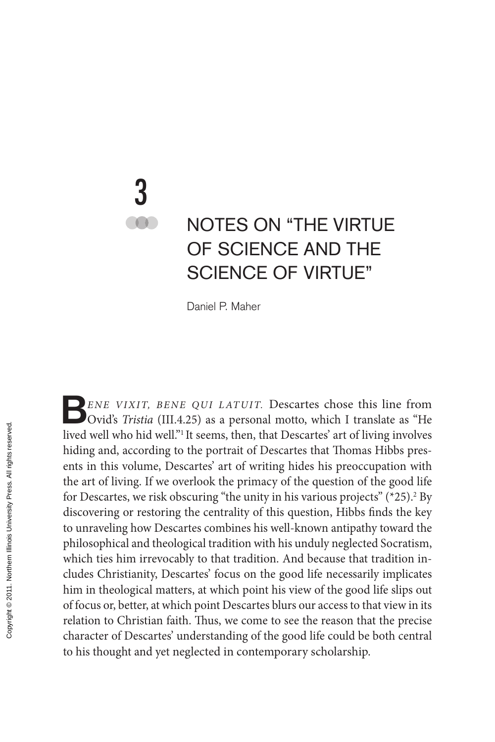# 3

## NOTES ON "THE VIRTUE OF SCIENCE AND THE SCIENCE OF VIRTUE"

Daniel P. Maher

BENE VIXIT, BENE QUI LATUIT. Descartes chose this line from Ovid's *Tristia* (III.4.25) as a personal motto, which I translate as "He lived well who hid well."[1] It seems, then, that Descartes' art of living involves hiding and, according to the portrait of Descartes that Thomas Hibbs presents in this volume, Descartes' art of writing hides his preoccupation with the art of living. If we overlook the primacy of the question of the good life for Descartes, we risk obscuring "the unity in his various projects" (*25).[2] By discovering or restoring the centrality of this question, Hibbs finds the key to unraveling how Descartes combines his well-known antipathy toward the philosophical and theological tradition with his unduly neglected Socratism, which ties him irrevocably to that tradition. And because that tradition includes Christianity, Descartes' focus on the good life necessarily implicates him in theological matters, at which point his view of the good life slips out of focus or, better, at which point Descartes blurs our access to that view in its relation to Christian faith. Thus, we come to see the reason that the precise character of Descartes' understanding of the good life could be both central to his thought and yet neglected in contemporary scholarship.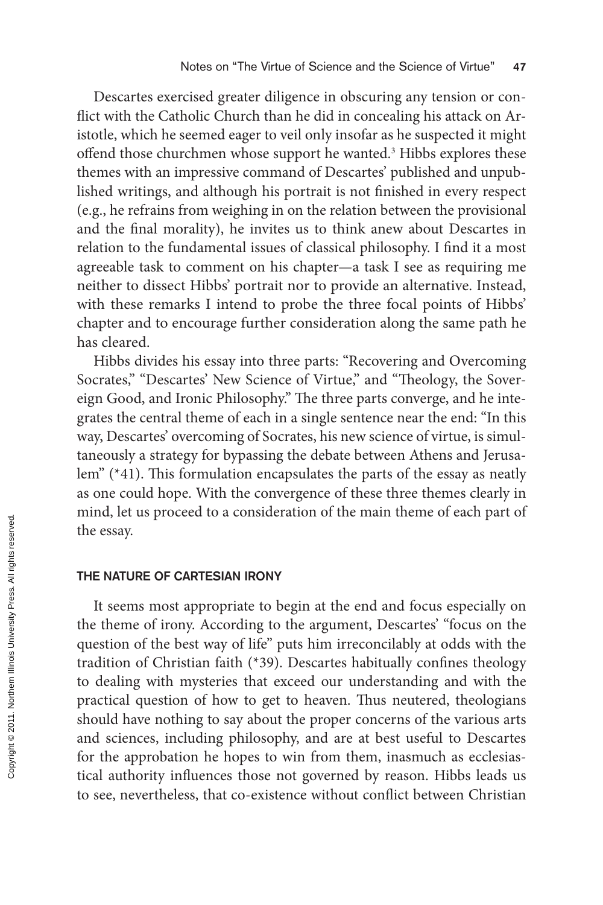Descartes exercised greater diligence in obscuring any tension or conflict with the Catholic Church than he did in concealing his attack on Aristotle, which he seemed eager to veil only insofar as he suspected it might offend those churchmen whose support he wanted.[3] Hibbs explores these themes with an impressive command of Descartes' published and unpublished writings, and although his portrait is not finished in every respect (e.g., he refrains from weighing in on the relation between the provisional and the final morality), he invites us to think anew about Descartes in relation to the fundamental issues of classical philosophy. I find it a most agreeable task to comment on his chapter—a task I see as requiring me neither to dissect Hibbs' portrait nor to provide an alternative. Instead, with these remarks I intend to probe the three focal points of Hibbs' chapter and to encourage further consideration along the same path he has cleared.

Hibbs divides his essay into three parts: "Recovering and Overcoming Socrates," "Descartes' New Science of Virtue," and "Theology, the Sovereign Good, and Ironic Philosophy." The three parts converge, and he integrates the central theme of each in a single sentence near the end: "In this way, Descartes' overcoming of Socrates, his new science of virtue, is simultaneously a strategy for bypassing the debate between Athens and Jerusalem" (*41). This formulation encapsulates the parts of the essay as neatly as one could hope. With the convergence of these three themes clearly in mind, let us proceed to a consideration of the main theme of each part of the essay.

## THE NATURE OF CARTESIAN IRONY

It seems most appropriate to begin at the end and focus especially on the theme of irony. According to the argument, Descartes' "focus on the question of the best way of life" puts him irreconcilably at odds with the tradition of Christian faith (*39). Descartes habitually confines theology to dealing with mysteries that exceed our understanding and with the practical question of how to get to heaven. Thus neutered, theologians should have nothing to say about the proper concerns of the various arts and sciences, including philosophy, and are at best useful to Descartes for the approbation he hopes to win from them, inasmuch as ecclesiastical authority influences those not governed by reason. Hibbs leads us to see, nevertheless, that co-existence without conflict between Christian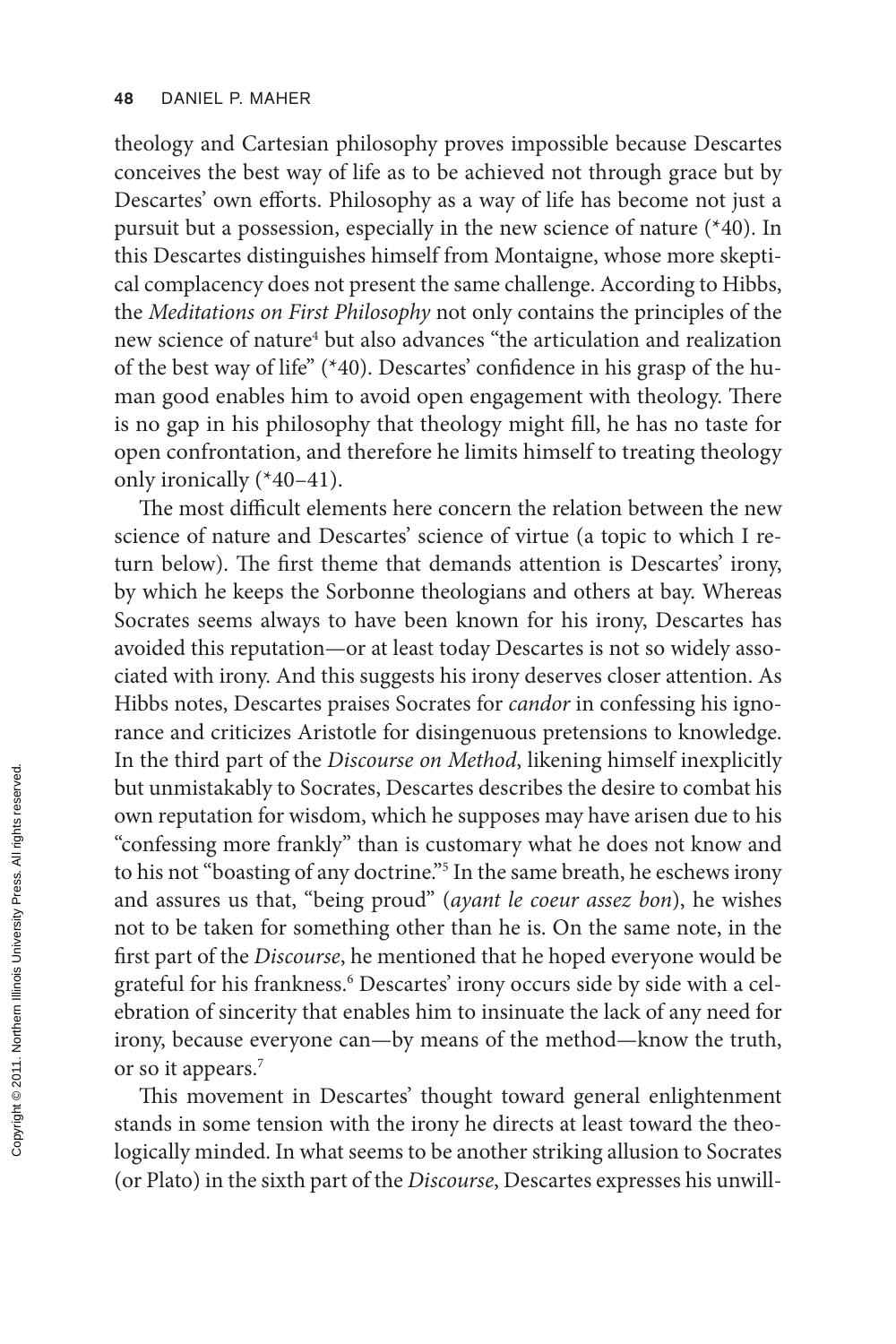theology and Cartesian philosophy proves impossible because Descartes conceives the best way of life as to be achieved not through grace but by Descartes' own efforts. Philosophy as a way of life has become not just a pursuit but a possession, especially in the new science of nature (*40). In this Descartes distinguishes himself from Montaigne, whose more skeptical complacency does not present the same challenge. According to Hibbs, the *Meditations on First Philosophy* not only contains the principles of the new science of nature[4] but also advances "the articulation and realization of the best way of life" (*40). Descartes' confidence in his grasp of the human good enables him to avoid open engagement with theology. There is no gap in his philosophy that theology might fill, he has no taste for open confrontation, and therefore he limits himself to treating theology only ironically (*40–41).

The most difficult elements here concern the relation between the new science of nature and Descartes' science of virtue (a topic to which I return below). The first theme that demands attention is Descartes' irony, by which he keeps the Sorbonne theologians and others at bay. Whereas Socrates seems always to have been known for his irony, Descartes has avoided this reputation—or at least today Descartes is not so widely associated with irony. And this suggests his irony deserves closer attention. As Hibbs notes, Descartes praises Socrates for *candor* in confessing his ignorance and criticizes Aristotle for disingenuous pretensions to knowledge. In the third part of the *Discourse on Method*, likening himself inexplicitly but unmistakably to Socrates, Descartes describes the desire to combat his own reputation for wisdom, which he supposes may have arisen due to his "confessing more frankly" than is customary what he does not know and to his not "boasting of any doctrine."[5] In the same breath, he eschews irony and assures us that, "being proud" (*ayant le coeur assez bon*), he wishes not to be taken for something other than he is. On the same note, in the first part of the *Discourse*, he mentioned that he hoped everyone would be grateful for his frankness.[6] Descartes' irony occurs side by side with a celebration of sincerity that enables him to insinuate the lack of any need for irony, because everyone can—by means of the method—know the truth, or so it appears.[7]

This movement in Descartes' thought toward general enlightenment stands in some tension with the irony he directs at least toward the theologically minded. In what seems to be another striking allusion to Socrates (or Plato) in the sixth part of the *Discourse*, Descartes expresses his unwill-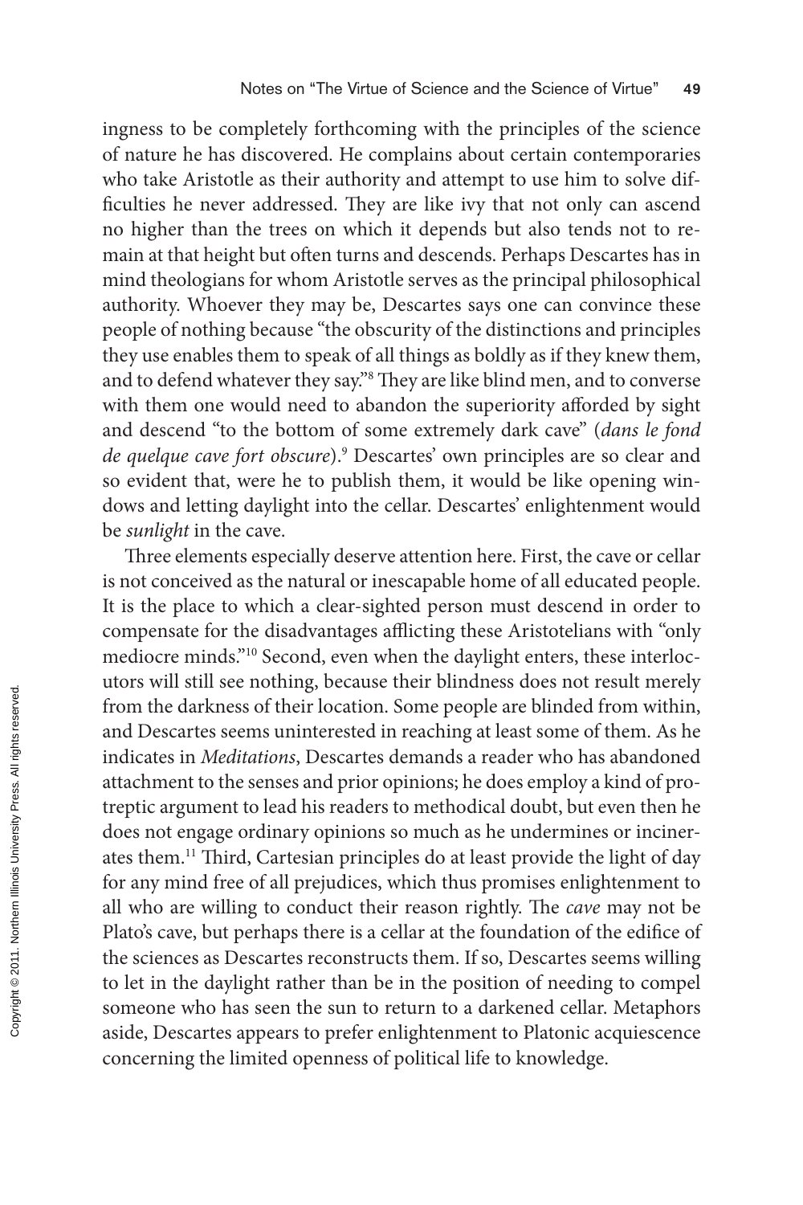ingness to be completely forthcoming with the principles of the science of nature he has discovered. He complains about certain contemporaries who take Aristotle as their authority and attempt to use him to solve difficulties he never addressed. They are like ivy that not only can ascend no higher than the trees on which it depends but also tends not to remain at that height but often turns and descends. Perhaps Descartes has in mind theologians for whom Aristotle serves as the principal philosophical authority. Whoever they may be, Descartes says one can convince these people of nothing because "the obscurity of the distinctions and principles they use enables them to speak of all things as boldly as if they knew them, and to defend whatever they say."[8] They are like blind men, and to converse with them one would need to abandon the superiority afforded by sight and descend "to the bottom of some extremely dark cave" (*dans le fond de quelque cave fort obscure*).[9] Descartes' own principles are so clear and so evident that, were he to publish them, it would be like opening windows and letting daylight into the cellar. Descartes' enlightenment would be *sunlight* in the cave.

Three elements especially deserve attention here. First, the cave or cellar is not conceived as the natural or inescapable home of all educated people. It is the place to which a clear-sighted person must descend in order to compensate for the disadvantages afflicting these Aristotelians with "only mediocre minds."[10] Second, even when the daylight enters, these interlocutors will still see nothing, because their blindness does not result merely from the darkness of their location. Some people are blinded from within, and Descartes seems uninterested in reaching at least some of them. As he indicates in *Meditations*, Descartes demands a reader who has abandoned attachment to the senses and prior opinions; he does employ a kind of protreptic argument to lead his readers to methodical doubt, but even then he does not engage ordinary opinions so much as he undermines or incinerates them.[11] Third, Cartesian principles do at least provide the light of day for any mind free of all prejudices, which thus promises enlightenment to all who are willing to conduct their reason rightly. The *cave* may not be Plato's cave, but perhaps there is a cellar at the foundation of the edifice of the sciences as Descartes reconstructs them. If so, Descartes seems willing to let in the daylight rather than be in the position of needing to compel someone who has seen the sun to return to a darkened cellar. Metaphors aside, Descartes appears to prefer enlightenment to Platonic acquiescence concerning the limited openness of political life to knowledge.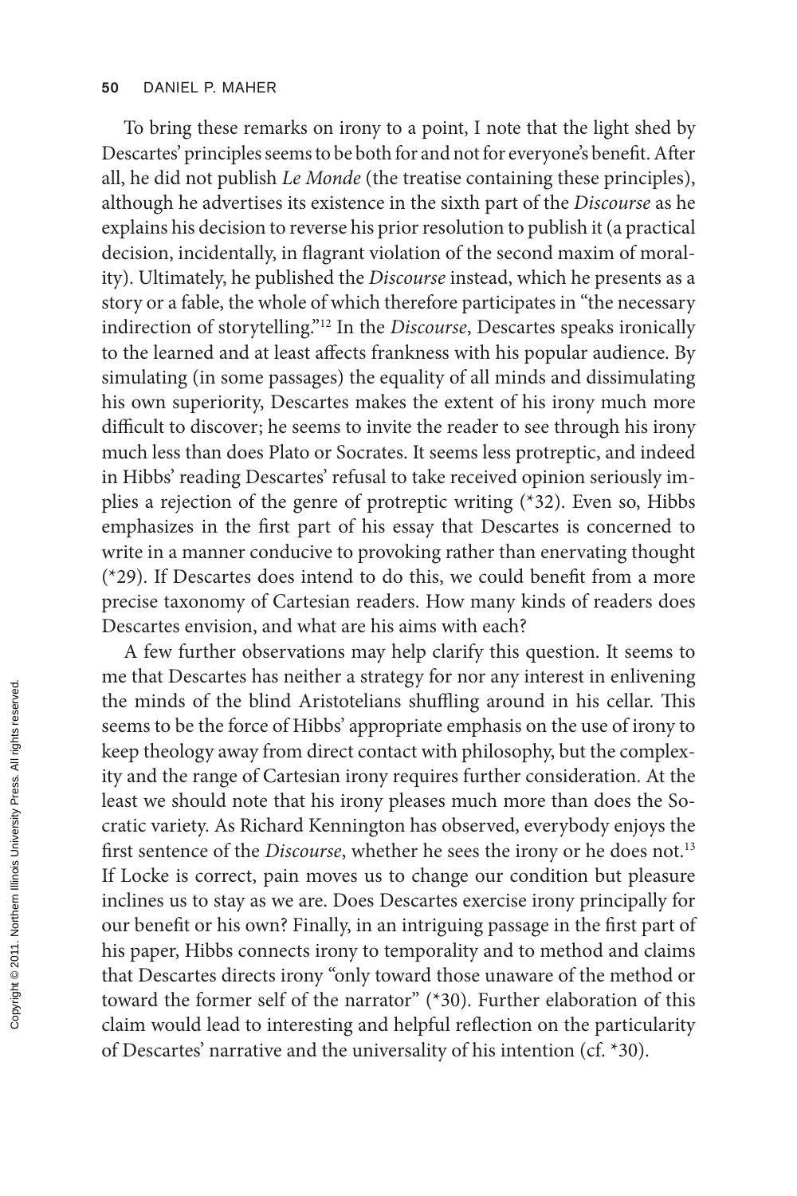To bring these remarks on irony to a point, I note that the light shed by Descartes' principles seems to be both for and not for everyone's benefit. After all, he did not publish *Le Monde* (the treatise containing these principles), although he advertises its existence in the sixth part of the *Discourse* as he explains his decision to reverse his prior resolution to publish it (a practical decision, incidentally, in flagrant violation of the second maxim of morality). Ultimately, he published the *Discourse* instead, which he presents as a story or a fable, the whole of which therefore participates in "the necessary indirection of storytelling."[12] In the *Discourse*, Descartes speaks ironically to the learned and at least affects frankness with his popular audience. By simulating (in some passages) the equality of all minds and dissimulating his own superiority, Descartes makes the extent of his irony much more difficult to discover; he seems to invite the reader to see through his irony much less than does Plato or Socrates. It seems less protreptic, and indeed in Hibbs' reading Descartes' refusal to take received opinion seriously implies a rejection of the genre of protreptic writing (*32). Even so, Hibbs emphasizes in the first part of his essay that Descartes is concerned to write in a manner conducive to provoking rather than enervating thought (*29). If Descartes does intend to do this, we could benefit from a more precise taxonomy of Cartesian readers. How many kinds of readers does Descartes envision, and what are his aims with each?

A few further observations may help clarify this question. It seems to me that Descartes has neither a strategy for nor any interest in enlivening the minds of the blind Aristotelians shuffling around in his cellar. This seems to be the force of Hibbs' appropriate emphasis on the use of irony to keep theology away from direct contact with philosophy, but the complexity and the range of Cartesian irony requires further consideration. At the least we should note that his irony pleases much more than does the Socratic variety. As Richard Kennington has observed, everybody enjoys the first sentence of the *Discourse*, whether he sees the irony or he does not.[13] If Locke is correct, pain moves us to change our condition but pleasure inclines us to stay as we are. Does Descartes exercise irony principally for our benefit or his own? Finally, in an intriguing passage in the first part of his paper, Hibbs connects irony to temporality and to method and claims that Descartes directs irony "only toward those unaware of the method or toward the former self of the narrator" (*30). Further elaboration of this claim would lead to interesting and helpful reflection on the particularity of Descartes' narrative and the universality of his intention (cf. *30).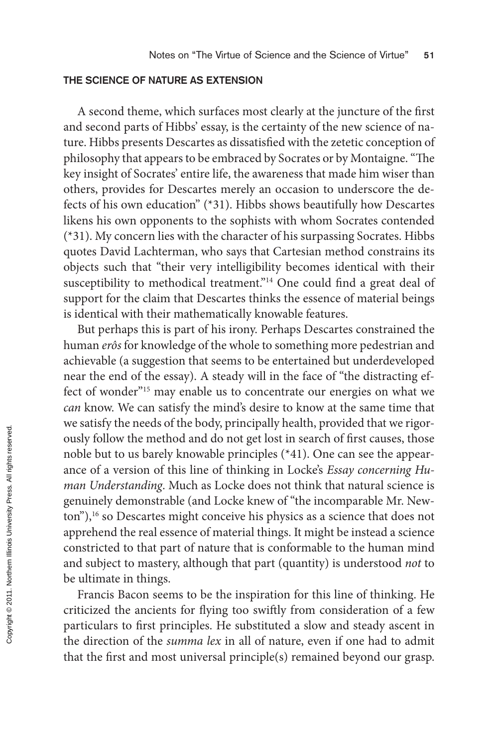## THE SCIENCE OF NATURE AS EXTENSION

A second theme, which surfaces most clearly at the juncture of the first and second parts of Hibbs' essay, is the certainty of the new science of nature. Hibbs presents Descartes as dissatisfied with the zetetic conception of philosophy that appears to be embraced by Socrates or by Montaigne. "The key insight of Socrates' entire life, the awareness that made him wiser than others, provides for Descartes merely an occasion to underscore the defects of his own education" (*31). Hibbs shows beautifully how Descartes likens his own opponents to the sophists with whom Socrates contended (*31). My concern lies with the character of his surpassing Socrates. Hibbs quotes David Lachterman, who says that Cartesian method constrains its objects such that "their very intelligibility becomes identical with their susceptibility to methodical treatment."[14] One could find a great deal of support for the claim that Descartes thinks the essence of material beings is identical with their mathematically knowable features.

But perhaps this is part of his irony. Perhaps Descartes constrained the human *erôs* for knowledge of the whole to something more pedestrian and achievable (a suggestion that seems to be entertained but underdeveloped near the end of the essay). A steady will in the face of "the distracting effect of wonder"[15] may enable us to concentrate our energies on what we *can* know. We can satisfy the mind's desire to know at the same time that we satisfy the needs of the body, principally health, provided that we rigorously follow the method and do not get lost in search of first causes, those noble but to us barely knowable principles (*41). One can see the appearance of a version of this line of thinking in Locke's *Essay concerning Human Understanding*. Much as Locke does not think that natural science is genuinely demonstrable (and Locke knew of "the incomparable Mr. Newton"),[16] so Descartes might conceive his physics as a science that does not apprehend the real essence of material things. It might be instead a science constricted to that part of nature that is conformable to the human mind and subject to mastery, although that part (quantity) is understood *not* to be ultimate in things.

Francis Bacon seems to be the inspiration for this line of thinking. He criticized the ancients for flying too swiftly from consideration of a few particulars to first principles. He substituted a slow and steady ascent in the direction of the *summa lex* in all of nature, even if one had to admit that the first and most universal principle(s) remained beyond our grasp.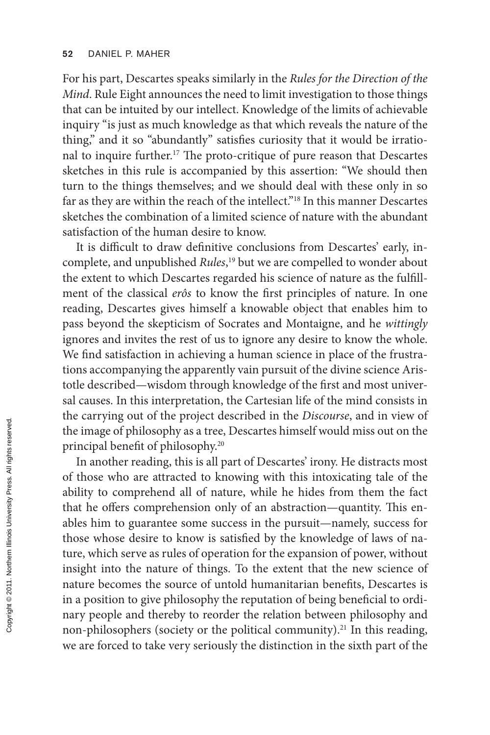For his part, Descartes speaks similarly in the *Rules for the Direction of the Mind*. Rule Eight announces the need to limit investigation to those things that can be intuited by our intellect. Knowledge of the limits of achievable inquiry "is just as much knowledge as that which reveals the nature of the thing," and it so "abundantly" satisfies curiosity that it would be irrational to inquire further.[17] The proto-critique of pure reason that Descartes sketches in this rule is accompanied by this assertion: "We should then turn to the things themselves; and we should deal with these only in so far as they are within the reach of the intellect."[18] In this manner Descartes sketches the combination of a limited science of nature with the abundant satisfaction of the human desire to know.

It is difficult to draw definitive conclusions from Descartes' early, incomplete, and unpublished *Rules*,[19] but we are compelled to wonder about the extent to which Descartes regarded his science of nature as the fulfillment of the classical *erôs* to know the first principles of nature. In one reading, Descartes gives himself a knowable object that enables him to pass beyond the skepticism of Socrates and Montaigne, and he *wittingly* ignores and invites the rest of us to ignore any desire to know the whole. We find satisfaction in achieving a human science in place of the frustrations accompanying the apparently vain pursuit of the divine science Aristotle described—wisdom through knowledge of the first and most universal causes. In this interpretation, the Cartesian life of the mind consists in the carrying out of the project described in the *Discourse*, and in view of the image of philosophy as a tree, Descartes himself would miss out on the principal benefit of philosophy.[20]

In another reading, this is all part of Descartes' irony. He distracts most of those who are attracted to knowing with this intoxicating tale of the ability to comprehend all of nature, while he hides from them the fact that he offers comprehension only of an abstraction—quantity. This enables him to guarantee some success in the pursuit—namely, success for those whose desire to know is satisfied by the knowledge of laws of nature, which serve as rules of operation for the expansion of power, without insight into the nature of things. To the extent that the new science of nature becomes the source of untold humanitarian benefits, Descartes is in a position to give philosophy the reputation of being beneficial to ordinary people and thereby to reorder the relation between philosophy and non-philosophers (society or the political community).[21] In this reading, we are forced to take very seriously the distinction in the sixth part of the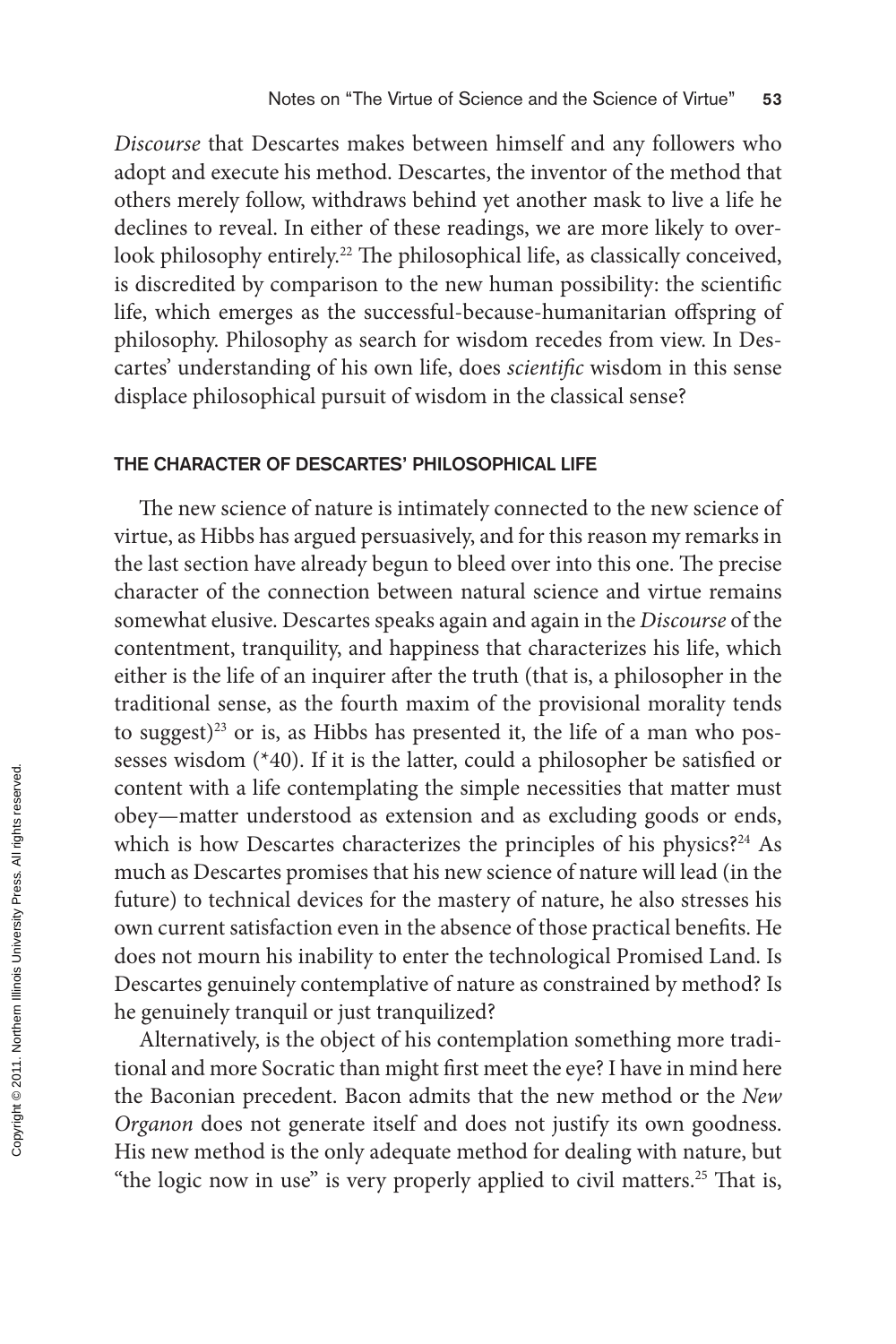*Discourse* that Descartes makes between himself and any followers who adopt and execute his method. Descartes, the inventor of the method that others merely follow, withdraws behind yet another mask to live a life he declines to reveal. In either of these readings, we are more likely to overlook philosophy entirely.[22] The philosophical life, as classically conceived, is discredited by comparison to the new human possibility: the scientific life, which emerges as the successful-because-humanitarian offspring of philosophy. Philosophy as search for wisdom recedes from view. In Descartes' understanding of his own life, does *scientific* wisdom in this sense displace philosophical pursuit of wisdom in the classical sense?

## THE CHARACTER OF DESCARTES' PHILOSOPHICAL LIFE

The new science of nature is intimately connected to the new science of virtue, as Hibbs has argued persuasively, and for this reason my remarks in the last section have already begun to bleed over into this one. The precise character of the connection between natural science and virtue remains somewhat elusive. Descartes speaks again and again in the *Discourse* of the contentment, tranquility, and happiness that characterizes his life, which either is the life of an inquirer after the truth (that is, a philosopher in the traditional sense, as the fourth maxim of the provisional morality tends to suggest)[23] or is, as Hibbs has presented it, the life of a man who possesses wisdom (*40). If it is the latter, could a philosopher be satisfied or content with a life contemplating the simple necessities that matter must obey—matter understood as extension and as excluding goods or ends, which is how Descartes characterizes the principles of his physics?[24] As much as Descartes promises that his new science of nature will lead (in the future) to technical devices for the mastery of nature, he also stresses his own current satisfaction even in the absence of those practical benefits. He does not mourn his inability to enter the technological Promised Land. Is Descartes genuinely contemplative of nature as constrained by method? Is he genuinely tranquil or just tranquilized?

Alternatively, is the object of his contemplation something more traditional and more Socratic than might first meet the eye? I have in mind here the Baconian precedent. Bacon admits that the new method or the *New Organon* does not generate itself and does not justify its own goodness. His new method is the only adequate method for dealing with nature, but "the logic now in use" is very properly applied to civil matters.[25] That is,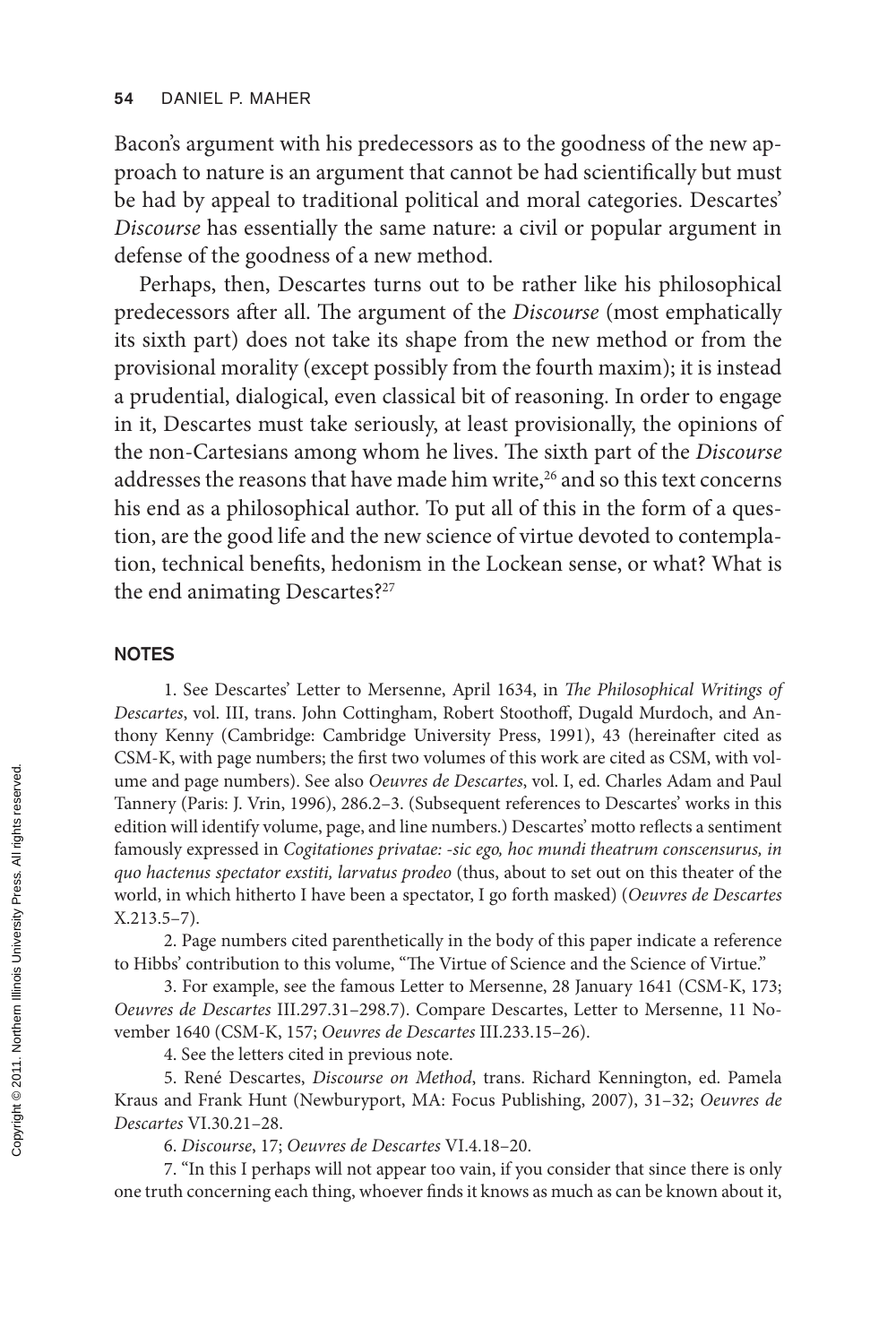Bacon's argument with his predecessors as to the goodness of the new approach to nature is an argument that cannot be had scientifically but must be had by appeal to traditional political and moral categories. Descartes' *Discourse* has essentially the same nature: a civil or popular argument in defense of the goodness of a new method.

Perhaps, then, Descartes turns out to be rather like his philosophical predecessors after all. The argument of the *Discourse* (most emphatically its sixth part) does not take its shape from the new method or from the provisional morality (except possibly from the fourth maxim); it is instead a prudential, dialogical, even classical bit of reasoning. In order to engage in it, Descartes must take seriously, at least provisionally, the opinions of the non-Cartesians among whom he lives. The sixth part of the *Discourse* addresses the reasons that have made him write,[26] and so this text concerns his end as a philosophical author. To put all of this in the form of a question, are the good life and the new science of virtue devoted to contemplation, technical benefits, hedonism in the Lockean sense, or what? What is the end animating Descartes?[27]

## NOTES

1. See Descartes' Letter to Mersenne, April 1634, in *The Philosophical Writings of Descartes*, vol. III, trans. John Cottingham, Robert Stoothoff, Dugald Murdoch, and Anthony Kenny (Cambridge: Cambridge University Press, 1991), 43 (hereinafter cited as CSM-K, with page numbers; the first two volumes of this work are cited as CSM, with volume and page numbers). See also *Oeuvres de Descartes*, vol. I, ed. Charles Adam and Paul Tannery (Paris: J. Vrin, 1996), 286.2–3. (Subsequent references to Descartes' works in this edition will identify volume, page, and line numbers.) Descartes' motto reflects a sentiment famously expressed in *Cogitationes privatae: -sic ego, hoc mundi theatrum conscensurus, in quo hactenus spectator exstiti, larvatus prodeo* (thus, about to set out on this theater of the world, in which hitherto I have been a spectator, I go forth masked) (*Oeuvres de Descartes* X.213.5–7).

2. Page numbers cited parenthetically in the body of this paper indicate a reference to Hibbs' contribution to this volume, "The Virtue of Science and the Science of Virtue."

3. For example, see the famous Letter to Mersenne, 28 January 1641 (CSM-K, 173; *Oeuvres de Descartes* III.297.31–298.7). Compare Descartes, Letter to Mersenne, 11 November 1640 (CSM-K, 157; *Oeuvres de Descartes* III.233.15–26).

4. See the letters cited in previous note.

5. René Descartes, *Discourse on Method*, trans. Richard Kennington, ed. Pamela Kraus and Frank Hunt (Newburyport, MA: Focus Publishing, 2007), 31–32; *Oeuvres de Descartes* VI.30.21–28.

6. *Discourse*, 17; *Oeuvres de Descartes* VI.4.18–20.

7. "In this I perhaps will not appear too vain, if you consider that since there is only one truth concerning each thing, whoever finds it knows as much as can be known about it,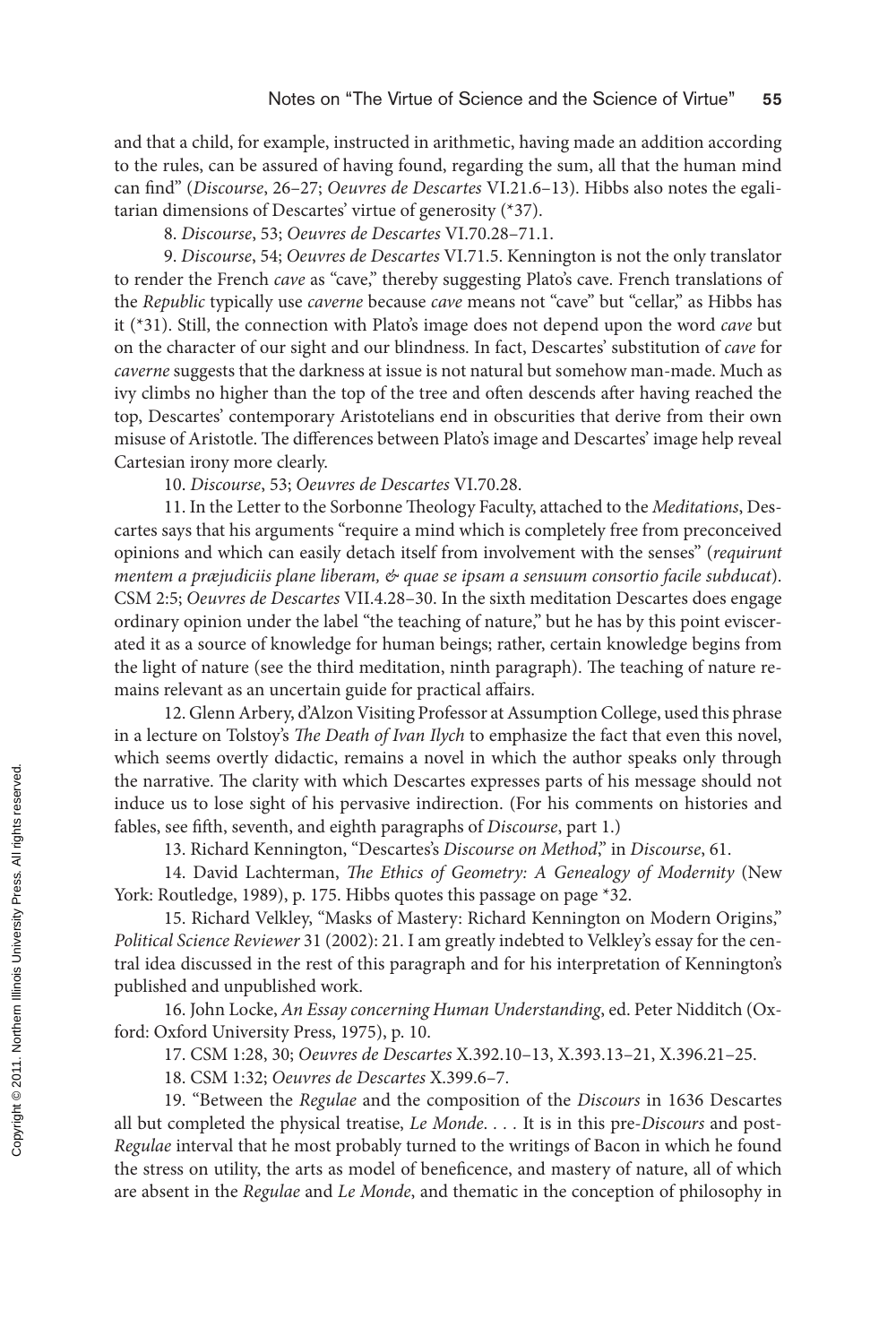and that a child, for example, instructed in arithmetic, having made an addition according to the rules, can be assured of having found, regarding the sum, all that the human mind can find" (*Discourse*, 26–27; *Oeuvres de Descartes* VI.21.6–13). Hibbs also notes the egalitarian dimensions of Descartes' virtue of generosity (*37).

8. *Discourse*, 53; *Oeuvres de Descartes* VI.70.28–71.1.

9. *Discourse*, 54; *Oeuvres de Descartes* VI.71.5. Kennington is not the only translator to render the French *cave* as "cave," thereby suggesting Plato's cave. French translations of the *Republic* typically use *caverne* because *cave* means not "cave" but "cellar," as Hibbs has it (*31). Still, the connection with Plato's image does not depend upon the word *cave* but on the character of our sight and our blindness. In fact, Descartes' substitution of *cave* for *caverne* suggests that the darkness at issue is not natural but somehow man-made. Much as ivy climbs no higher than the top of the tree and often descends after having reached the top, Descartes' contemporary Aristotelians end in obscurities that derive from their own misuse of Aristotle. The differences between Plato's image and Descartes' image help reveal Cartesian irony more clearly.

10. *Discourse*, 53; *Oeuvres de Descartes* VI.70.28.

11. In the Letter to the Sorbonne Theology Faculty, attached to the *Meditations*, Descartes says that his arguments "require a mind which is completely free from preconceived opinions and which can easily detach itself from involvement with the senses" (*requirunt mentem a præjudiciis plane liberam, & quae se ipsam a sensuum consortio facile subducat*). CSM 2:5; *Oeuvres de Descartes* VII.4.28–30. In the sixth meditation Descartes does engage ordinary opinion under the label "the teaching of nature," but he has by this point eviscerated it as a source of knowledge for human beings; rather, certain knowledge begins from the light of nature (see the third meditation, ninth paragraph). The teaching of nature remains relevant as an uncertain guide for practical affairs.

12. Glenn Arbery, d'Alzon Visiting Professor at Assumption College, used this phrase in a lecture on Tolstoy's *The Death of Ivan Ilych* to emphasize the fact that even this novel, which seems overtly didactic, remains a novel in which the author speaks only through the narrative. The clarity with which Descartes expresses parts of his message should not induce us to lose sight of his pervasive indirection. (For his comments on histories and fables, see fifth, seventh, and eighth paragraphs of *Discourse*, part 1.)

13. Richard Kennington, "Descartes's *Discourse on Method*," in *Discourse*, 61.

14. David Lachterman, *The Ethics of Geometry: A Genealogy of Modernity* (New York: Routledge, 1989), p. 175. Hibbs quotes this passage on page *32.

15. Richard Velkley, "Masks of Mastery: Richard Kennington on Modern Origins," *Political Science Reviewer* 31 (2002): 21. I am greatly indebted to Velkley's essay for the central idea discussed in the rest of this paragraph and for his interpretation of Kennington's published and unpublished work.

16. John Locke, *An Essay concerning Human Understanding*, ed. Peter Nidditch (Oxford: Oxford University Press, 1975), p. 10.

17. CSM 1:28, 30; *Oeuvres de Descartes* X.392.10–13, X.393.13–21, X.396.21–25.

18. CSM 1:32; *Oeuvres de Descartes* X.399.6–7.

19. "Between the *Regulae* and the composition of the *Discours* in 1636 Descartes all but completed the physical treatise, *Le Monde*. . . . It is in this pre-*Discours* and post-*Regulae* interval that he most probably turned to the writings of Bacon in which he found the stress on utility, the arts as model of beneficence, and mastery of nature, all of which are absent in the *Regulae* and *Le Monde*, and thematic in the conception of philosophy in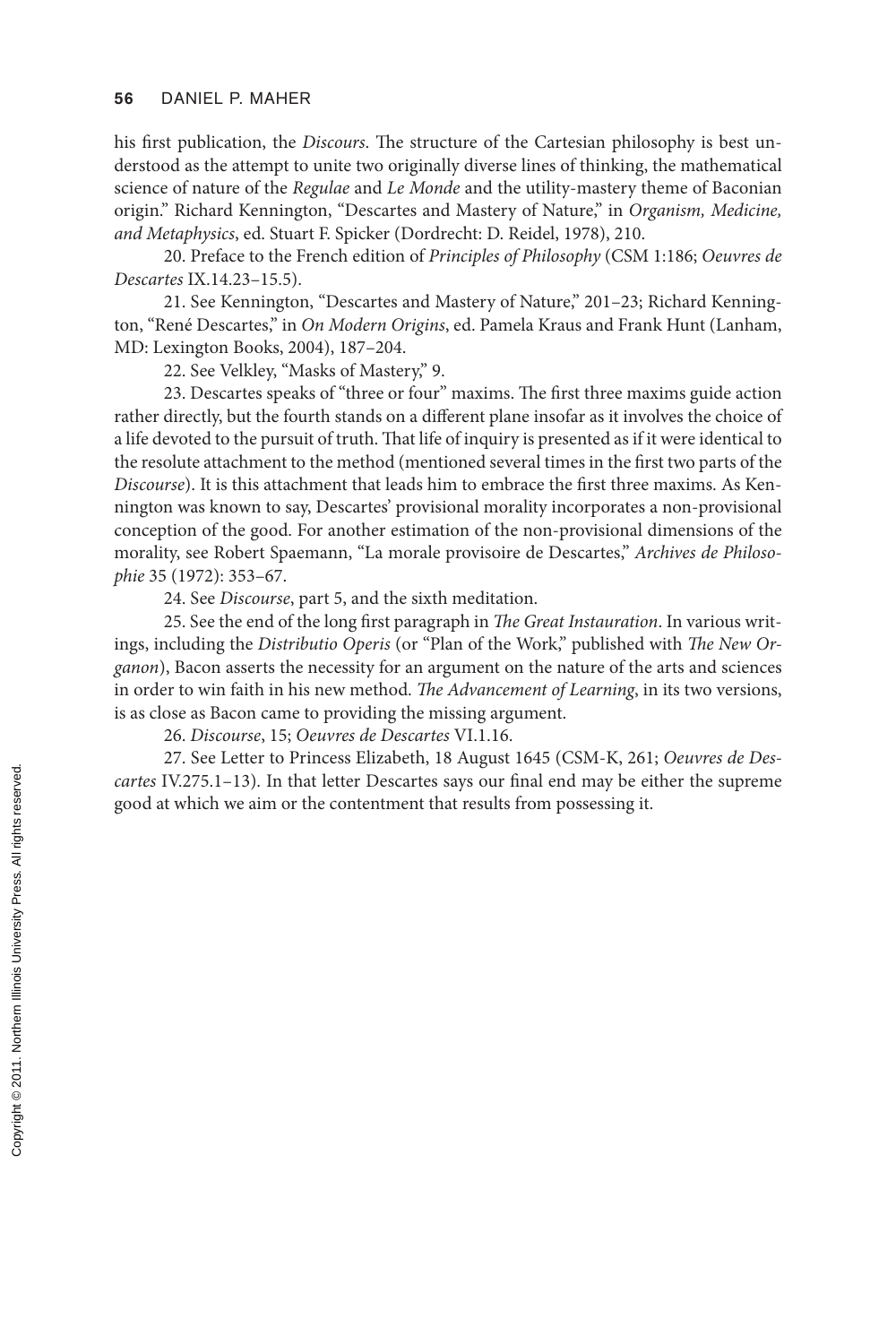his first publication, the *Discours*. The structure of the Cartesian philosophy is best understood as the attempt to unite two originally diverse lines of thinking, the mathematical science of nature of the *Regulae* and *Le Monde* and the utility-mastery theme of Baconian origin." Richard Kennington, "Descartes and Mastery of Nature," in *Organism, Medicine, and Metaphysics*, ed. Stuart F. Spicker (Dordrecht: D. Reidel, 1978), 210.

20. Preface to the French edition of *Principles of Philosophy* (CSM 1:186; *Oeuvres de Descartes* IX.14.23–15.5).

21. See Kennington, "Descartes and Mastery of Nature," 201–23; Richard Kennington, "René Descartes," in *On Modern Origins*, ed. Pamela Kraus and Frank Hunt (Lanham, MD: Lexington Books, 2004), 187–204.

22. See Velkley, "Masks of Mastery," 9.

23. Descartes speaks of "three or four" maxims. The first three maxims guide action rather directly, but the fourth stands on a different plane insofar as it involves the choice of a life devoted to the pursuit of truth. That life of inquiry is presented as if it were identical to the resolute attachment to the method (mentioned several times in the first two parts of the *Discourse*). It is this attachment that leads him to embrace the first three maxims. As Kennington was known to say, Descartes' provisional morality incorporates a non-provisional conception of the good. For another estimation of the non-provisional dimensions of the morality, see Robert Spaemann, "La morale provisoire de Descartes," *Archives de Philosophie* 35 (1972): 353–67.

24. See *Discourse*, part 5, and the sixth meditation.

25. See the end of the long first paragraph in *The Great Instauration*. In various writings, including the *Distributio Operis* (or "Plan of the Work," published with *The New Organon*), Bacon asserts the necessity for an argument on the nature of the arts and sciences in order to win faith in his new method. *The Advancement of Learning*, in its two versions, is as close as Bacon came to providing the missing argument.

26. *Discourse*, 15; *Oeuvres de Descartes* VI.1.16.

27. See Letter to Princess Elizabeth, 18 August 1645 (CSM-K, 261; *Oeuvres de Descartes* IV.275.1–13). In that letter Descartes says our final end may be either the supreme good at which we aim or the contentment that results from possessing it.